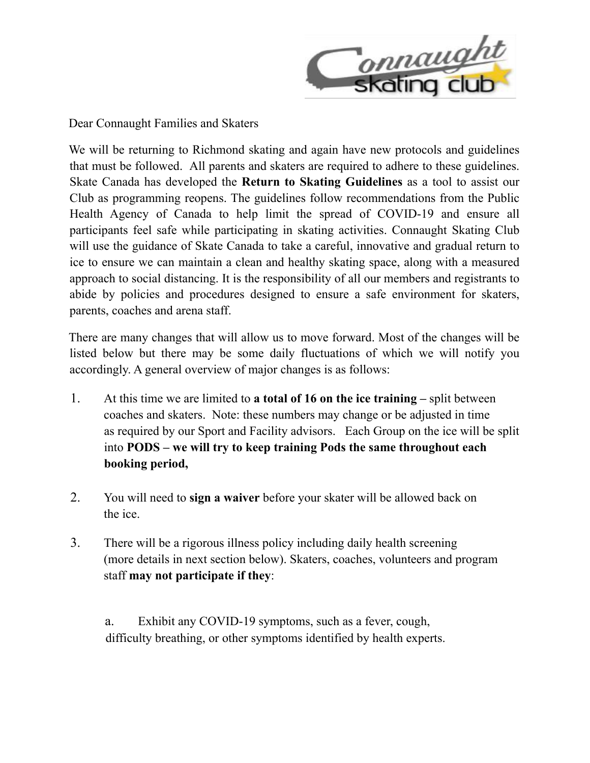Dear Connaught Families and Skaters

We will be returning to Richmond skating and again have new protocols and guidelines that must be followed. All parents and skaters are required to adhere to these guidelines. Skate Canada has developed the **Return to Skating Guidelines** as a tool to assist our Club as programming reopens. The guidelines follow recommendations from the Public Health Agency of Canada to help limit the spread of COVID-19 and ensure all participants feel safe while participating in skating activities. Connaught Skating Club will use the guidance of Skate Canada to take a careful, innovative and gradual return to ice to ensure we can maintain a clean and healthy skating space, along with a measured approach to social distancing. It is the responsibility of all our members and registrants to abide by policies and procedures designed to ensure a safe environment for skaters, parents, coaches and arena staff.

There are many changes that will allow us to move forward. Most of the changes will be listed below but there may be some daily fluctuations of which we will notify you accordingly. A general overview of major changes is as follows:

1. At this time we are limited to **a total of 16 on the ice training –** split between coaches and skaters. Note: these numbers may change or be adjusted in time as required by our Sport and Facility advisors. Each Group on the ice will be split into **PODS – we will try to keep training Pods the same throughout each booking period,**

2. You will need to **sign a waiver** before your skater will be allowed back on the ice.

3. There will be a rigorous illness policy including daily health screening (more details in next section below). Skaters, coaches, volunteers and program staff **may not participate if they**:

   a. Exhibit any COVID-19 symptoms, such as a fever, cough, difficulty breathing, or other symptoms identified by health experts.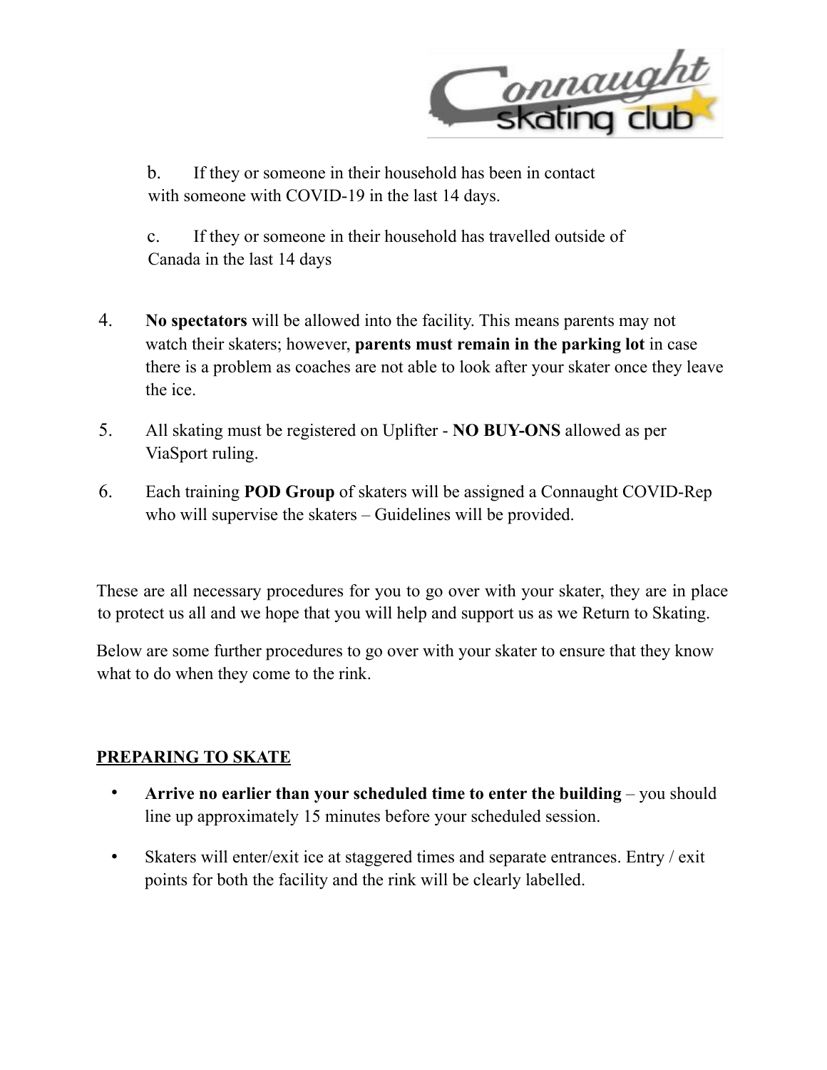b. If they or someone in their household has been in contact with someone with COVID-19 in the last 14 days.

c. If they or someone in their household has travelled outside of Canada in the last 14 days

4. **No spectators** will be allowed into the facility. This means parents may not watch their skaters; however, **parents must remain in the parking lot** in case there is a problem as coaches are not able to look after your skater once they leave the ice.

5. All skating must be registered on Uplifter - **NO BUY-ONS** allowed as per ViaSport ruling.

6. Each training **POD Group** of skaters will be assigned a Connaught COVID-Rep who will supervise the skaters – Guidelines will be provided.

These are all necessary procedures for you to go over with your skater, they are in place to protect us all and we hope that you will help and support us as we Return to Skating.

Below are some further procedures to go over with your skater to ensure that they know what to do when they come to the rink.

## PREPARING TO SKATE

- **Arrive no earlier than your scheduled time to enter the building** – you should line up approximately 15 minutes before your scheduled session.
- Skaters will enter/exit ice at staggered times and separate entrances. Entry / exit points for both the facility and the rink will be clearly labelled.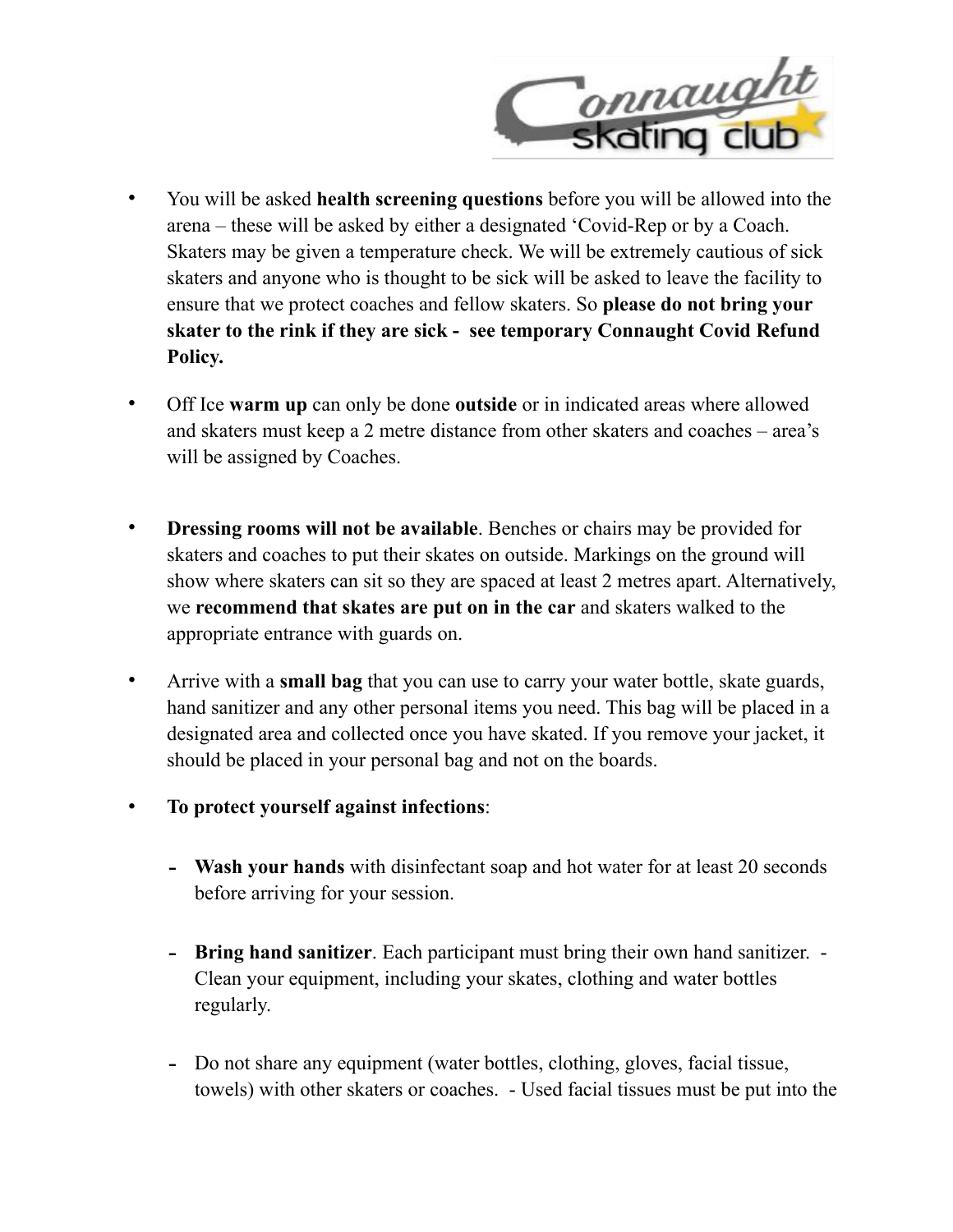- You will be asked **health screening questions** before you will be allowed into the arena – these will be asked by either a designated 'Covid-Rep or by a Coach. Skaters may be given a temperature check. We will be extremely cautious of sick skaters and anyone who is thought to be sick will be asked to leave the facility to ensure that we protect coaches and fellow skaters. So **please do not bring your skater to the rink if they are sick - see temporary Connaught Covid Refund Policy.**

- Off Ice **warm up** can only be done **outside** or in indicated areas where allowed and skaters must keep a 2 metre distance from other skaters and coaches – area's will be assigned by Coaches.

- **Dressing rooms will not be available**. Benches or chairs may be provided for skaters and coaches to put their skates on outside. Markings on the ground will show where skaters can sit so they are spaced at least 2 metres apart. Alternatively, we **recommend that skates are put on in the car** and skaters walked to the appropriate entrance with guards on.

- Arrive with a **small bag** that you can use to carry your water bottle, skate guards, hand sanitizer and any other personal items you need. This bag will be placed in a designated area and collected once you have skated. If you remove your jacket, it should be placed in your personal bag and not on the boards.

- **To protect yourself against infections**:

  - **Wash your hands** with disinfectant soap and hot water for at least 20 seconds before arriving for your session.

  - **Bring hand sanitizer**. Each participant must bring their own hand sanitizer. - Clean your equipment, including your skates, clothing and water bottles regularly.

  - Do not share any equipment (water bottles, clothing, gloves, facial tissue, towels) with other skaters or coaches. - Used facial tissues must be put into the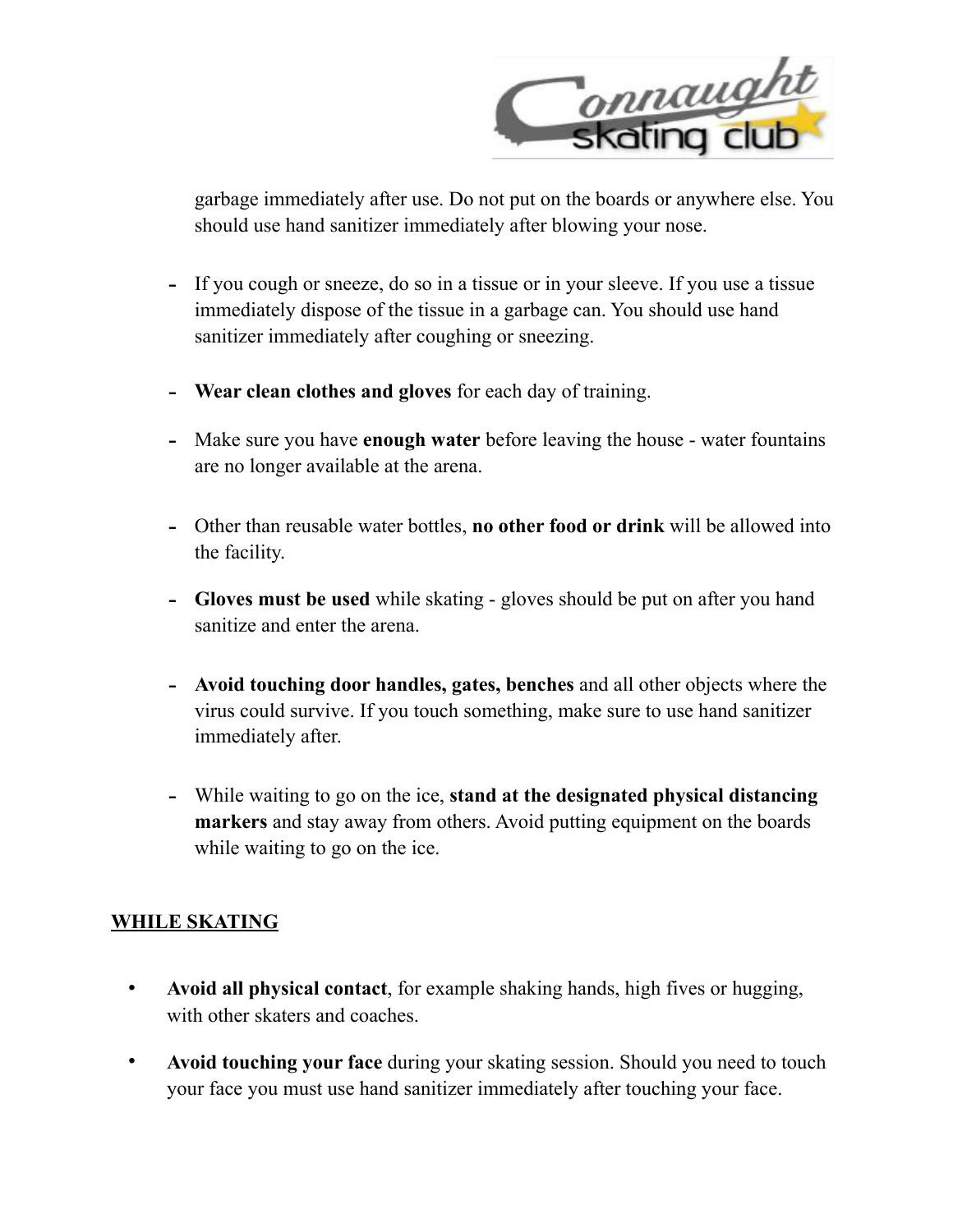garbage immediately after use. Do not put on the boards or anywhere else. You should use hand sanitizer immediately after blowing your nose.

- If you cough or sneeze, do so in a tissue or in your sleeve. If you use a tissue immediately dispose of the tissue in a garbage can. You should use hand sanitizer immediately after coughing or sneezing.

- **Wear clean clothes and gloves** for each day of training.

- Make sure you have **enough water** before leaving the house - water fountains are no longer available at the arena.

- Other than reusable water bottles, **no other food or drink** will be allowed into the facility.

- **Gloves must be used** while skating - gloves should be put on after you hand sanitize and enter the arena.

- **Avoid touching door handles, gates, benches** and all other objects where the virus could survive. If you touch something, make sure to use hand sanitizer immediately after.

- While waiting to go on the ice, **stand at the designated physical distancing markers** and stay away from others. Avoid putting equipment on the boards while waiting to go on the ice.

## <u>WHILE SKATING</u>

- **Avoid all physical contact**, for example shaking hands, high fives or hugging, with other skaters and coaches.

- **Avoid touching your face** during your skating session. Should you need to touch your face you must use hand sanitizer immediately after touching your face.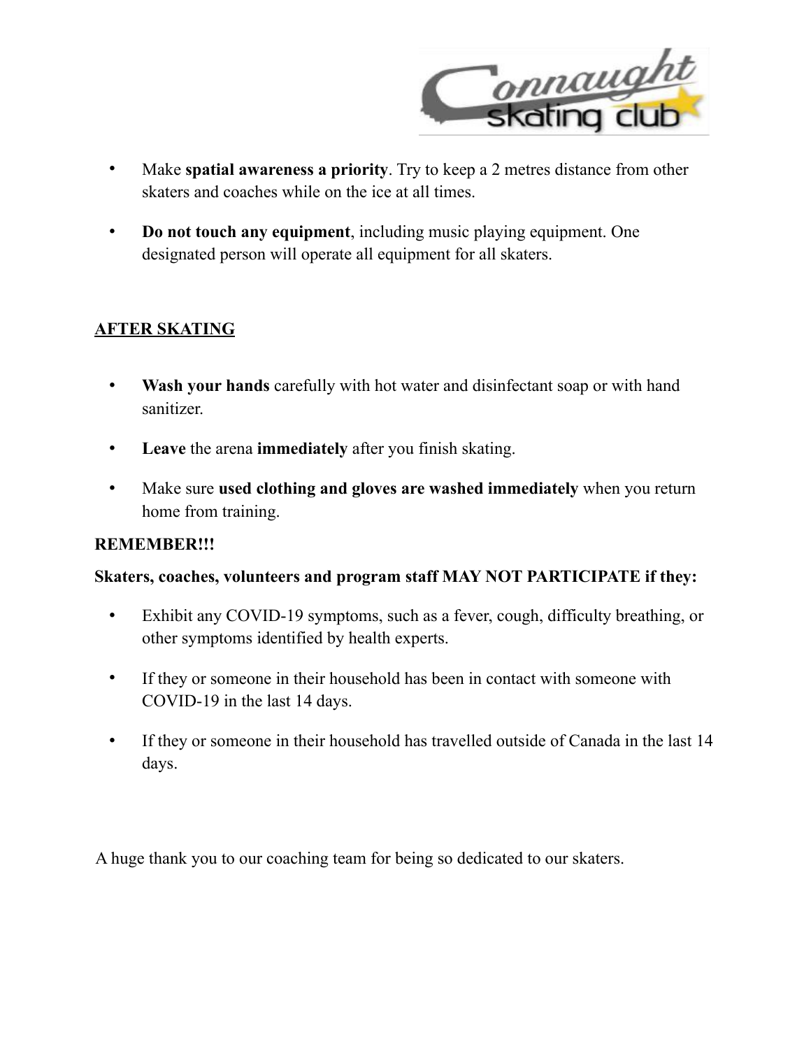- Make **spatial awareness a priority**. Try to keep a 2 metres distance from other skaters and coaches while on the ice at all times.

- **Do not touch any equipment**, including music playing equipment. One designated person will operate all equipment for all skaters.

## AFTER SKATING

- **Wash your hands** carefully with hot water and disinfectant soap or with hand sanitizer.

- **Leave** the arena **immediately** after you finish skating.

- Make sure **used clothing and gloves are washed immediately** when you return home from training.

**REMEMBER!!!**

**Skaters, coaches, volunteers and program staff MAY NOT PARTICIPATE if they:**

- Exhibit any COVID-19 symptoms, such as a fever, cough, difficulty breathing, or other symptoms identified by health experts.

- If they or someone in their household has been in contact with someone with COVID-19 in the last 14 days.

- If they or someone in their household has travelled outside of Canada in the last 14 days.

A huge thank you to our coaching team for being so dedicated to our skaters.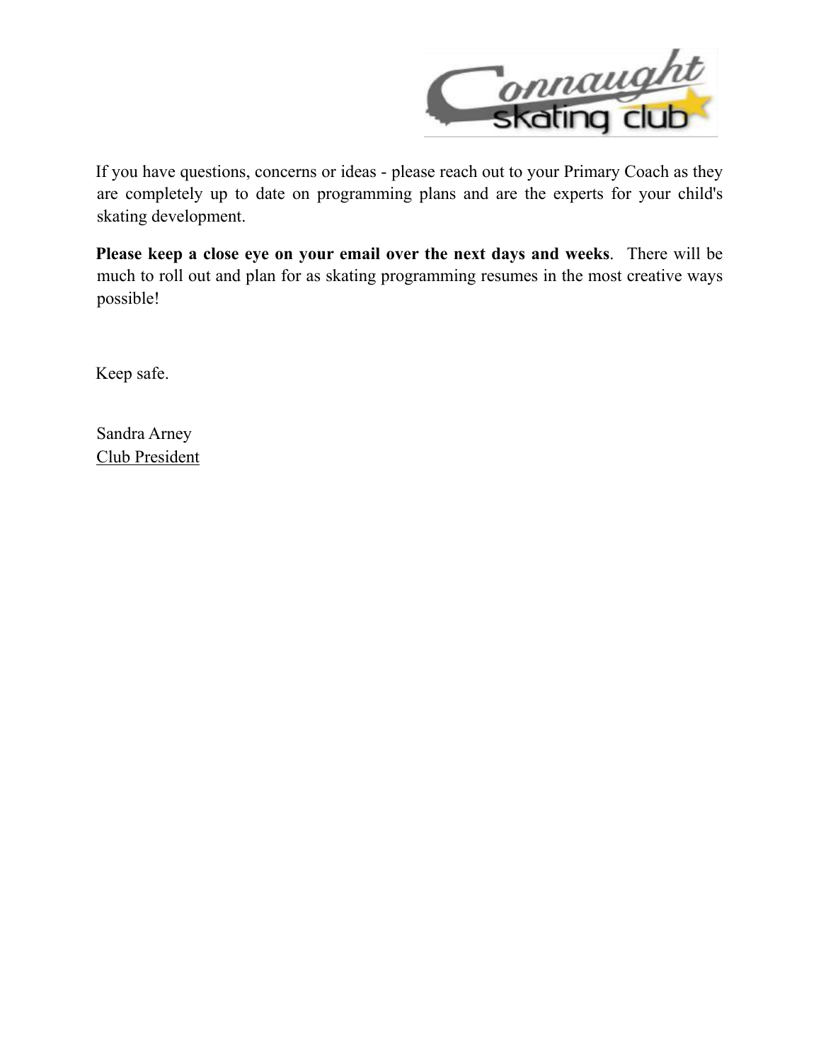If you have questions, concerns or ideas - please reach out to your Primary Coach as they are completely up to date on programming plans and are the experts for your child's skating development.

**Please keep a close eye on your email over the next days and weeks**. There will be much to roll out and plan for as skating programming resumes in the most creative ways possible!

Keep safe.

Sandra Arney
Club President